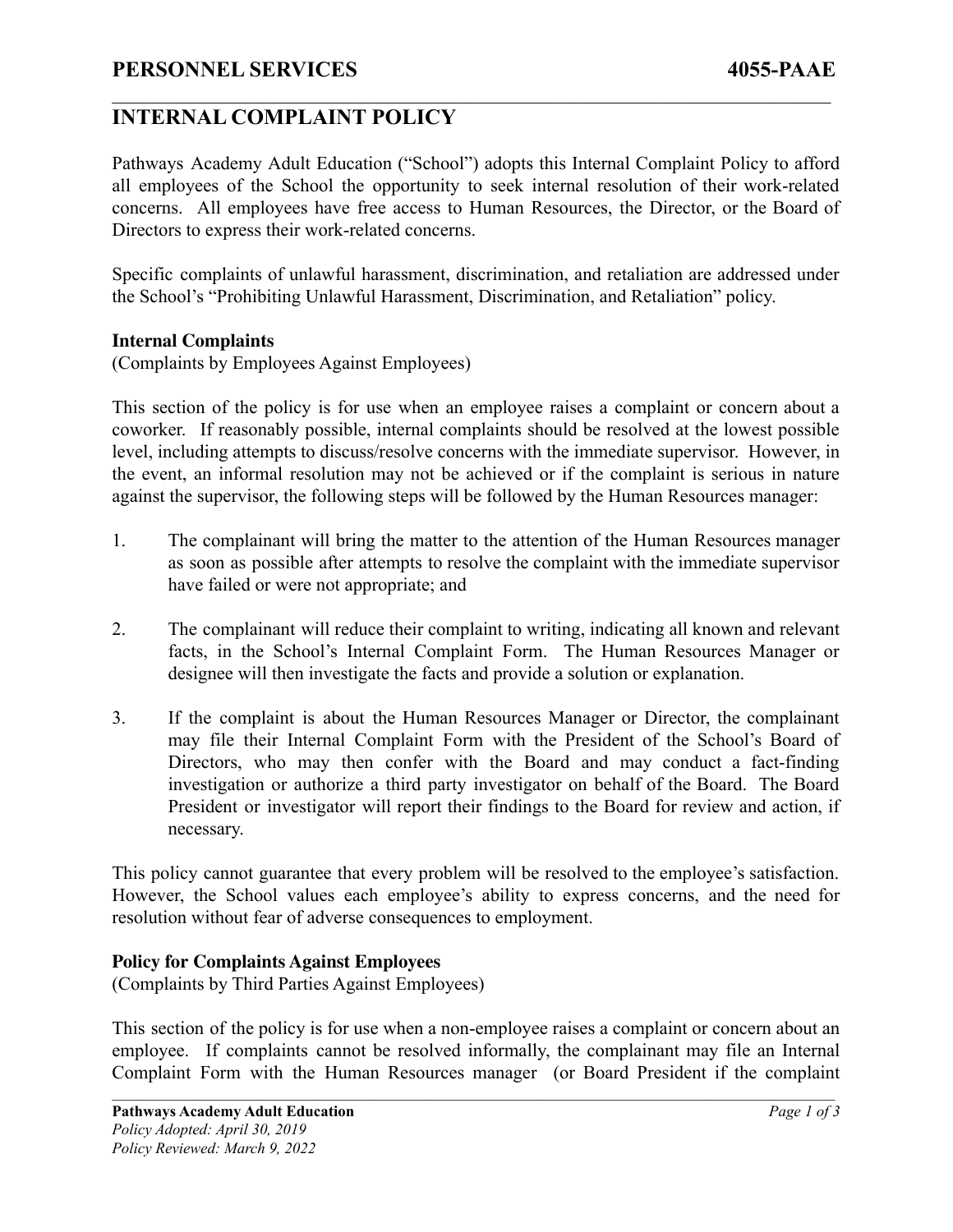# INTERNAL COMPLAINT POLICY

Pathways Academy Adult Education ("School") adopts this Internal Complaint Policy to afford all employees of the School the opportunity to seek internal resolution of their work-related concerns. All employees have free access to Human Resources, the Director, or the Board of Directors to express their work-related concerns.

Specific complaints of unlawful harassment, discrimination, and retaliation are addressed under the School's "Prohibiting Unlawful Harassment, Discrimination, and Retaliation" policy.

**Internal Complaints**
(Complaints by Employees Against Employees)

This section of the policy is for use when an employee raises a complaint or concern about a coworker. If reasonably possible, internal complaints should be resolved at the lowest possible level, including attempts to discuss/resolve concerns with the immediate supervisor. However, in the event, an informal resolution may not be achieved or if the complaint is serious in nature against the supervisor, the following steps will be followed by the Human Resources manager:

1. The complainant will bring the matter to the attention of the Human Resources manager as soon as possible after attempts to resolve the complaint with the immediate supervisor have failed or were not appropriate; and

2. The complainant will reduce their complaint to writing, indicating all known and relevant facts, in the School's Internal Complaint Form. The Human Resources Manager or designee will then investigate the facts and provide a solution or explanation.

3. If the complaint is about the Human Resources Manager or Director, the complainant may file their Internal Complaint Form with the President of the School's Board of Directors, who may then confer with the Board and may conduct a fact-finding investigation or authorize a third party investigator on behalf of the Board. The Board President or investigator will report their findings to the Board for review and action, if necessary.

This policy cannot guarantee that every problem will be resolved to the employee's satisfaction. However, the School values each employee's ability to express concerns, and the need for resolution without fear of adverse consequences to employment.

**Policy for Complaints Against Employees**
(Complaints by Third Parties Against Employees)

This section of the policy is for use when a non-employee raises a complaint or concern about an employee. If complaints cannot be resolved informally, the complainant may file an Internal Complaint Form with the Human Resources manager (or Board President if the complaint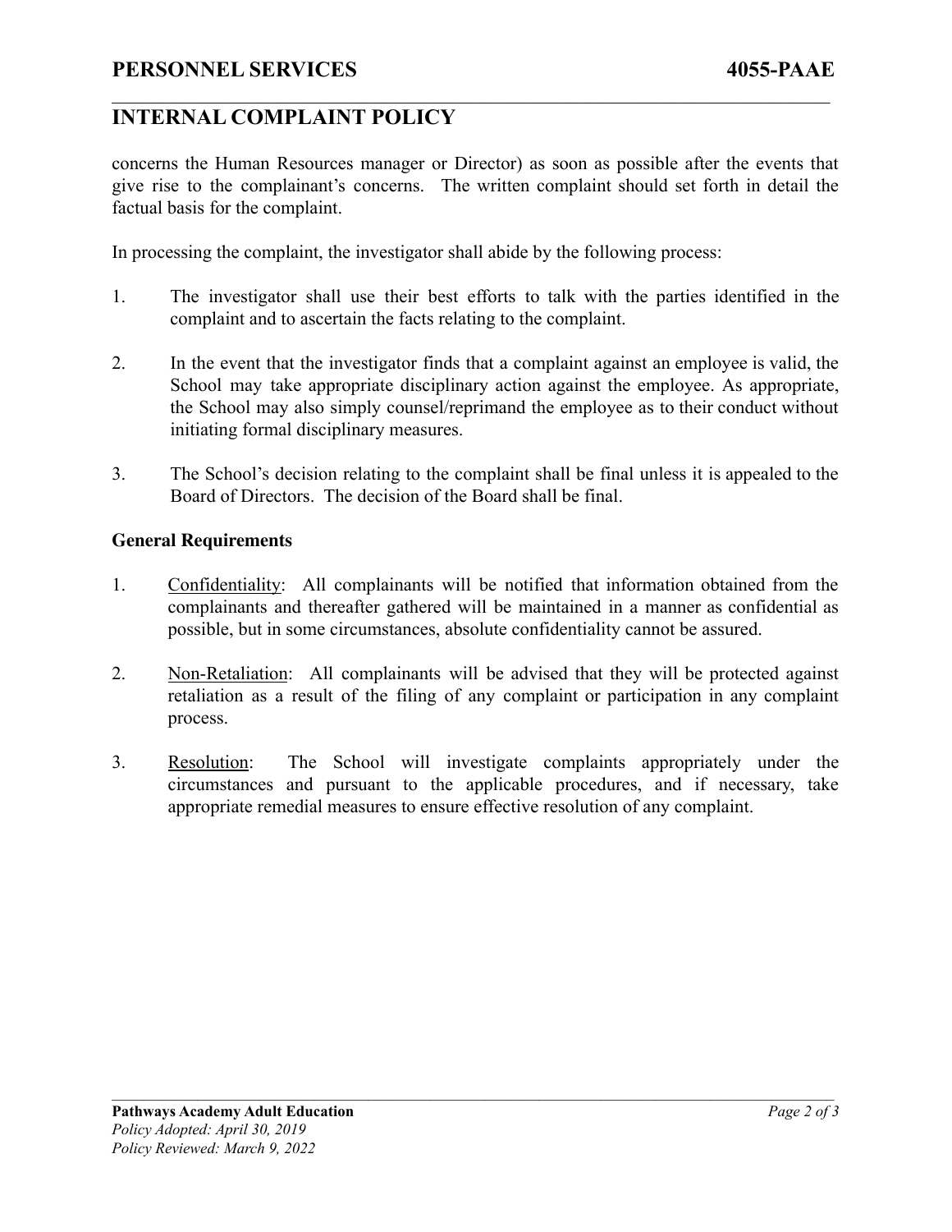concerns the Human Resources manager or Director) as soon as possible after the events that give rise to the complainant's concerns. The written complaint should set forth in detail the factual basis for the complaint.

In processing the complaint, the investigator shall abide by the following process:

1. The investigator shall use their best efforts to talk with the parties identified in the complaint and to ascertain the facts relating to the complaint.

2. In the event that the investigator finds that a complaint against an employee is valid, the School may take appropriate disciplinary action against the employee. As appropriate, the School may also simply counsel/reprimand the employee as to their conduct without initiating formal disciplinary measures.

3. The School's decision relating to the complaint shall be final unless it is appealed to the Board of Directors. The decision of the Board shall be final.

**General Requirements**

1. Confidentiality: All complainants will be notified that information obtained from the complainants and thereafter gathered will be maintained in a manner as confidential as possible, but in some circumstances, absolute confidentiality cannot be assured.

2. Non-Retaliation: All complainants will be advised that they will be protected against retaliation as a result of the filing of any complaint or participation in any complaint process.

3. Resolution: The School will investigate complaints appropriately under the circumstances and pursuant to the applicable procedures, and if necessary, take appropriate remedial measures to ensure effective resolution of any complaint.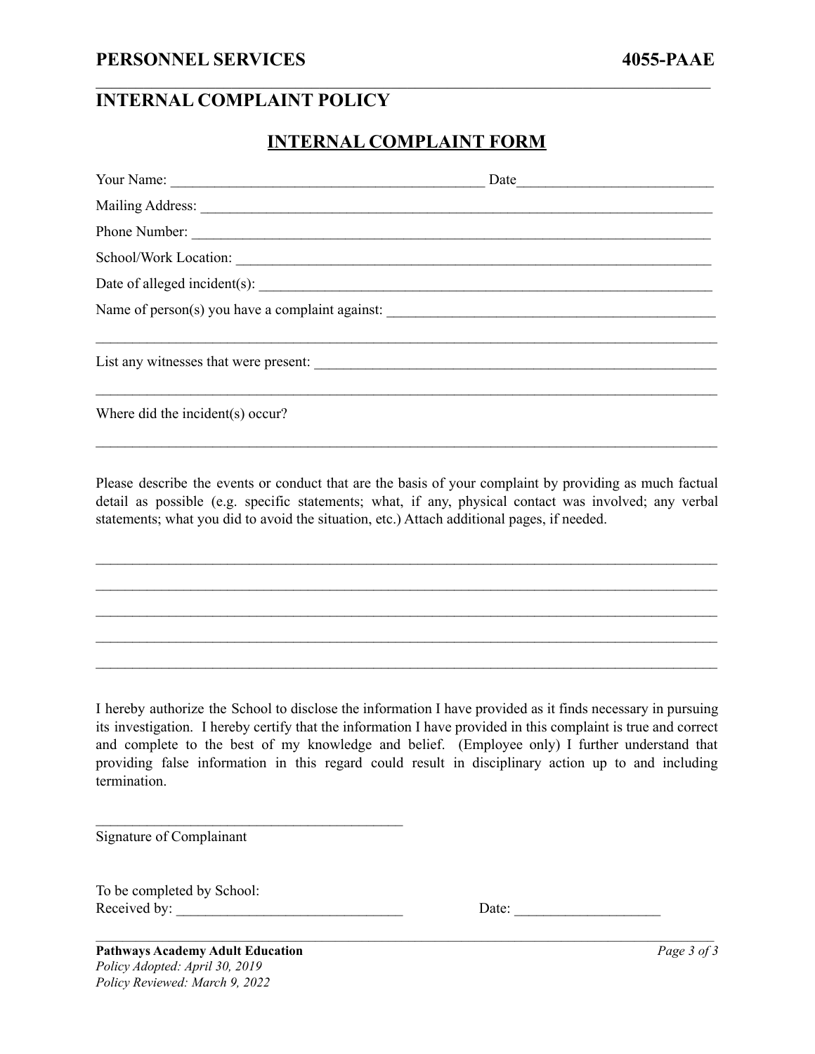## INTERNAL COMPLAINT POLICY

### INTERNAL COMPLAINT FORM

Your Name: ____________________________________________ Date___________________________

Mailing Address: __________________________________________________________________________

Phone Number: ____________________________________________________________________________

School/Work Location: ______________________________________________________________________

Date of alleged incident(s): __________________________________________________________________

Name of person(s) you have a complaint against: _______________________________________________

__________________________________________________________________________________________

List any witnesses that were present: ___________________________________________________________

__________________________________________________________________________________________

Where did the incident(s) occur?

__________________________________________________________________________________________

Please describe the events or conduct that are the basis of your complaint by providing as much factual detail as possible (e.g. specific statements; what, if any, physical contact was involved; any verbal statements; what you did to avoid the situation, etc.) Attach additional pages, if needed.

__________________________________________________________________________________________

__________________________________________________________________________________________

__________________________________________________________________________________________

__________________________________________________________________________________________

__________________________________________________________________________________________

I hereby authorize the School to disclose the information I have provided as it finds necessary in pursuing its investigation. I hereby certify that the information I have provided in this complaint is true and correct and complete to the best of my knowledge and belief. (Employee only) I further understand that providing false information in this regard could result in disciplinary action up to and including termination.

____________________________________________

Signature of Complainant

To be completed by School:

Received by: _______________________________ Date: ____________________

**Pathways Academy Adult Education**

*Policy Adopted: April 30, 2019*

*Policy Reviewed: March 9, 2022*